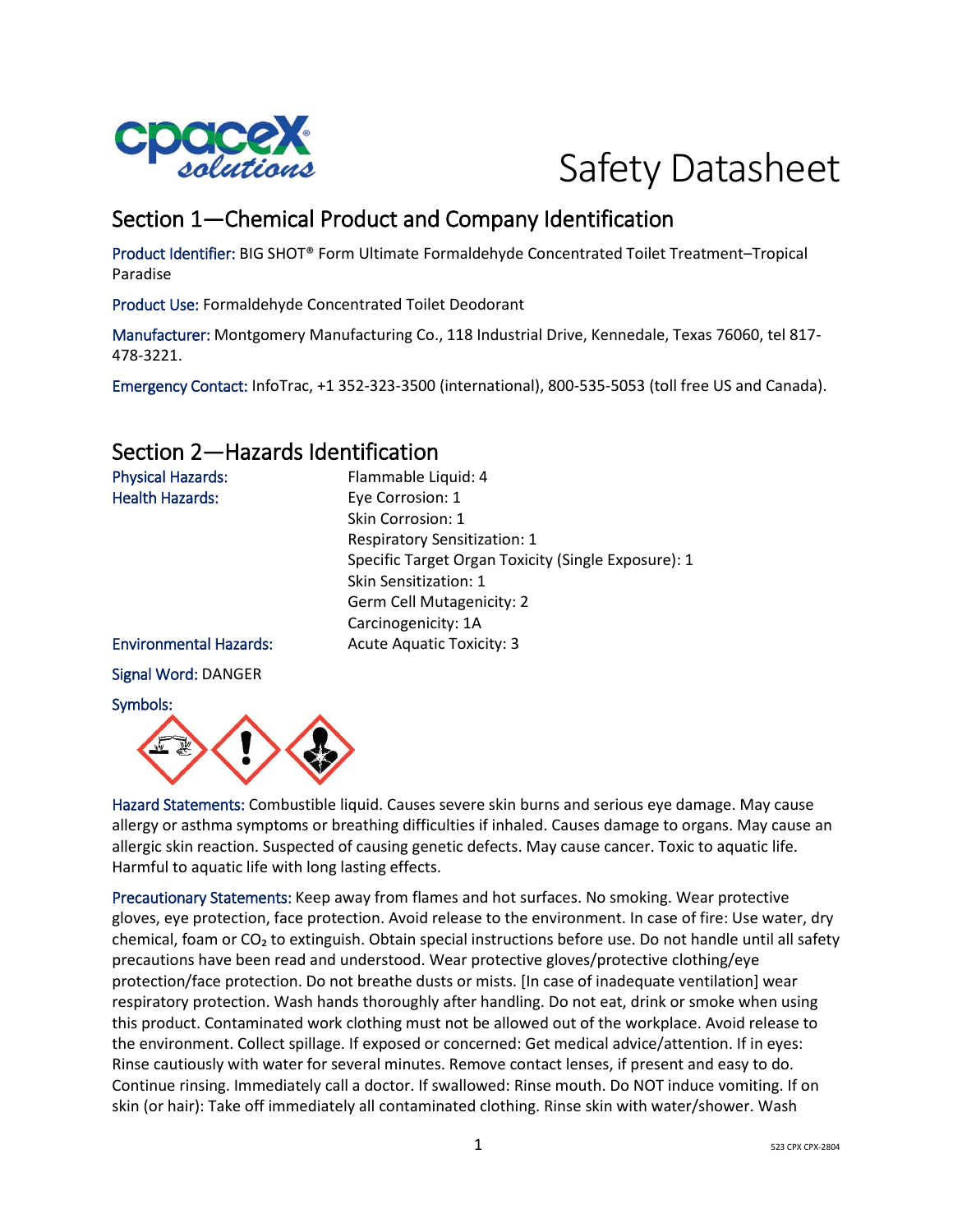# Safety Datasheet

## Section 1—Chemical Product and Company Identification

Product Identifier: BIG SHOT® Form Ultimate Formaldehyde Concentrated Toilet Treatment–Tropical Paradise

Product Use: Formaldehyde Concentrated Toilet Deodorant

Manufacturer: Montgomery Manufacturing Co., 118 Industrial Drive, Kennedale, Texas 76060, tel 817-478-3221.

Emergency Contact: InfoTrac, +1 352-323-3500 (international), 800-535-5053 (toll free US and Canada).

## Section 2—Hazards Identification

| | |
|---|---|
| Physical Hazards: | Flammable Liquid: 4 |
| Health Hazards: | Eye Corrosion: 1 |
| | Skin Corrosion: 1 |
| | Respiratory Sensitization: 1 |
| | Specific Target Organ Toxicity (Single Exposure): 1 |
| | Skin Sensitization: 1 |
| | Germ Cell Mutagenicity: 2 |
| | Carcinogenicity: 1A |
| Environmental Hazards: | Acute Aquatic Toxicity: 3 |

Signal Word: DANGER

Symbols:

Hazard Statements: Combustible liquid. Causes severe skin burns and serious eye damage. May cause allergy or asthma symptoms or breathing difficulties if inhaled. Causes damage to organs. May cause an allergic skin reaction. Suspected of causing genetic defects. May cause cancer. Toxic to aquatic life. Harmful to aquatic life with long lasting effects.

Precautionary Statements: Keep away from flames and hot surfaces. No smoking. Wear protective gloves, eye protection, face protection. Avoid release to the environment. In case of fire: Use water, dry chemical, foam or $CO_2$ to extinguish. Obtain special instructions before use. Do not handle until all safety precautions have been read and understood. Wear protective gloves/protective clothing/eye protection/face protection. Do not breathe dusts or mists. [In case of inadequate ventilation] wear respiratory protection. Wash hands thoroughly after handling. Do not eat, drink or smoke when using this product. Contaminated work clothing must not be allowed out of the workplace. Avoid release to the environment. Collect spillage. If exposed or concerned: Get medical advice/attention. If in eyes: Rinse cautiously with water for several minutes. Remove contact lenses, if present and easy to do. Continue rinsing. Immediately call a doctor. If swallowed: Rinse mouth. Do NOT induce vomiting. If on skin (or hair): Take off immediately all contaminated clothing. Rinse skin with water/shower. Wash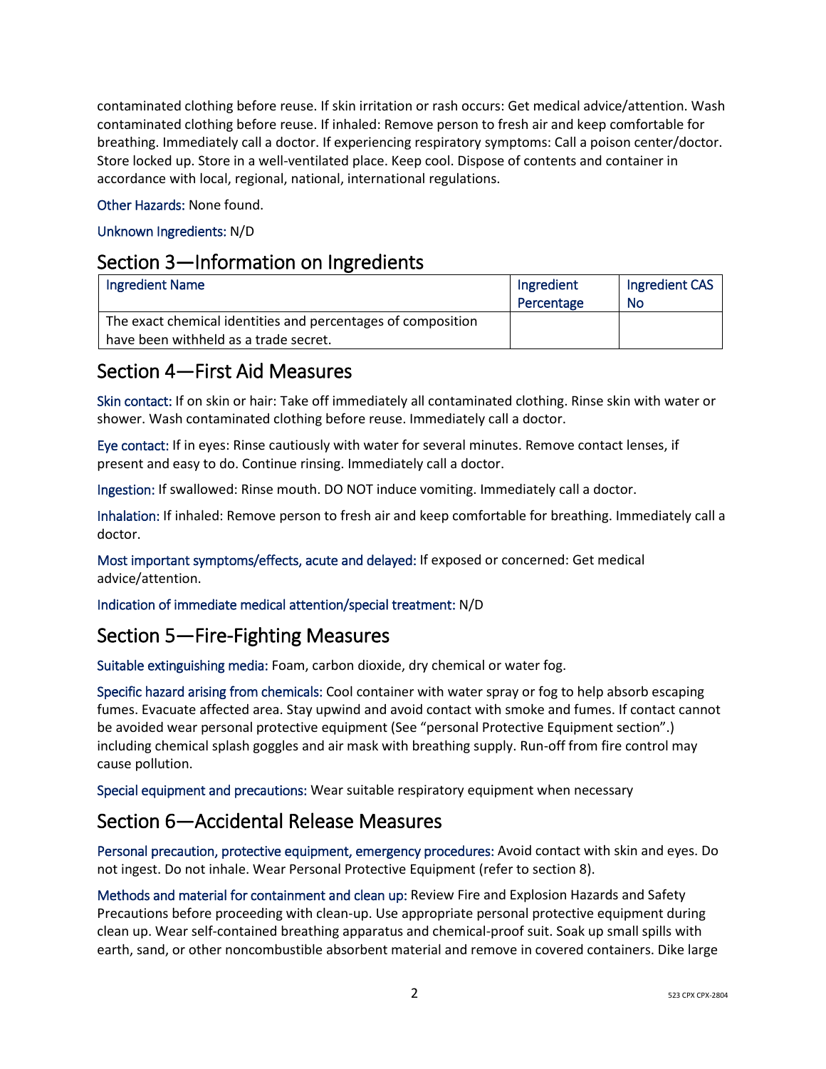contaminated clothing before reuse. If skin irritation or rash occurs: Get medical advice/attention. Wash contaminated clothing before reuse. If inhaled: Remove person to fresh air and keep comfortable for breathing. Immediately call a doctor. If experiencing respiratory symptoms: Call a poison center/doctor. Store locked up. Store in a well-ventilated place. Keep cool. Dispose of contents and container in accordance with local, regional, national, international regulations.

Other Hazards: None found.

Unknown Ingredients: N/D

## Section 3—Information on Ingredients

| Ingredient Name | Ingredient Percentage | Ingredient CAS No |
|---|---|---|
| The exact chemical identities and percentages of composition have been withheld as a trade secret. | | |

## Section 4—First Aid Measures

Skin contact: If on skin or hair: Take off immediately all contaminated clothing. Rinse skin with water or shower. Wash contaminated clothing before reuse. Immediately call a doctor.

Eye contact: If in eyes: Rinse cautiously with water for several minutes. Remove contact lenses, if present and easy to do. Continue rinsing. Immediately call a doctor.

Ingestion: If swallowed: Rinse mouth. DO NOT induce vomiting. Immediately call a doctor.

Inhalation: If inhaled: Remove person to fresh air and keep comfortable for breathing. Immediately call a doctor.

Most important symptoms/effects, acute and delayed: If exposed or concerned: Get medical advice/attention.

Indication of immediate medical attention/special treatment: N/D

## Section 5—Fire-Fighting Measures

Suitable extinguishing media: Foam, carbon dioxide, dry chemical or water fog.

Specific hazard arising from chemicals: Cool container with water spray or fog to help absorb escaping fumes. Evacuate affected area. Stay upwind and avoid contact with smoke and fumes. If contact cannot be avoided wear personal protective equipment (See "personal Protective Equipment section".) including chemical splash goggles and air mask with breathing supply. Run-off from fire control may cause pollution.

Special equipment and precautions: Wear suitable respiratory equipment when necessary

## Section 6—Accidental Release Measures

Personal precaution, protective equipment, emergency procedures: Avoid contact with skin and eyes. Do not ingest. Do not inhale. Wear Personal Protective Equipment (refer to section 8).

Methods and material for containment and clean up: Review Fire and Explosion Hazards and Safety Precautions before proceeding with clean-up. Use appropriate personal protective equipment during clean up. Wear self-contained breathing apparatus and chemical-proof suit. Soak up small spills with earth, sand, or other noncombustible absorbent material and remove in covered containers. Dike large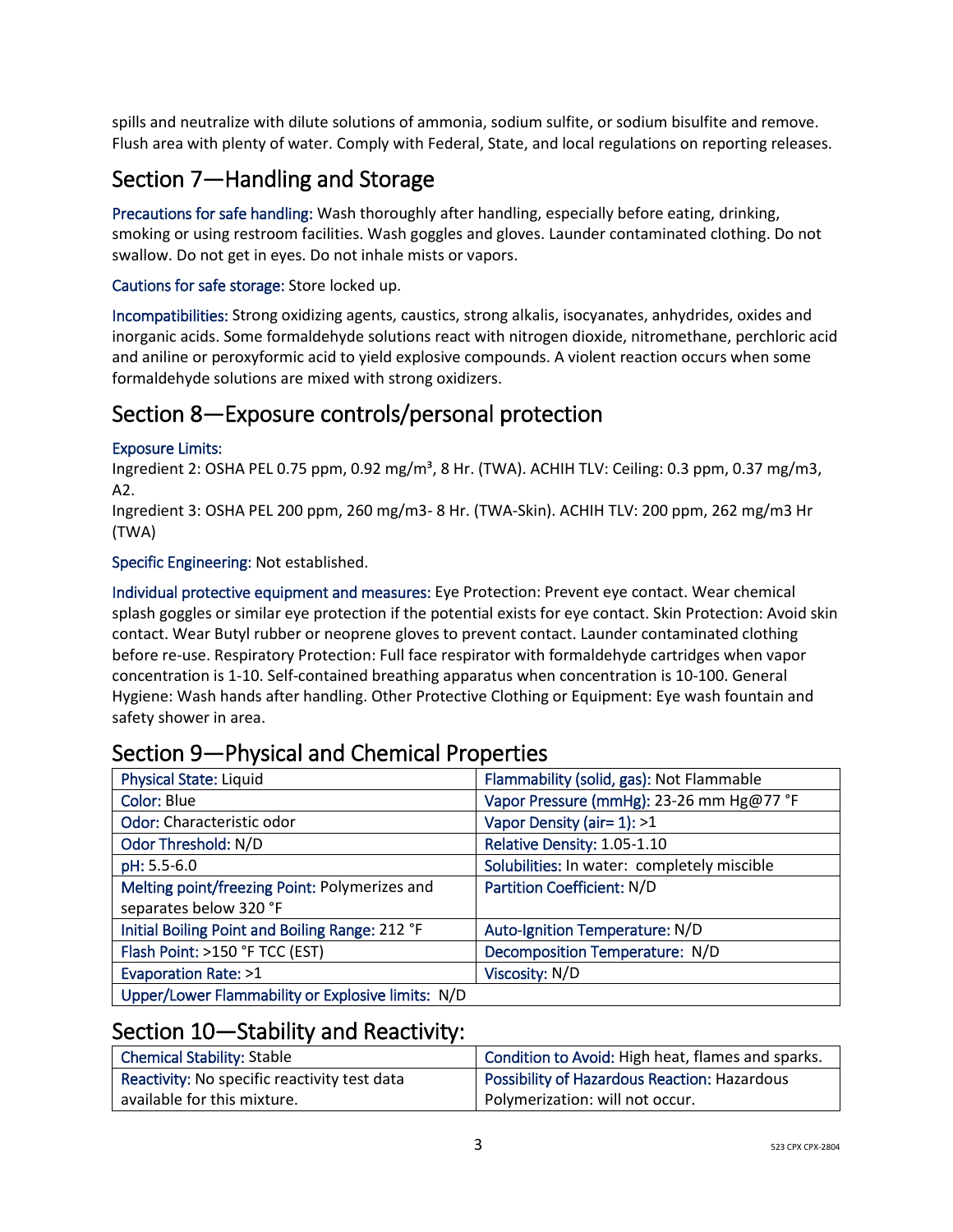spills and neutralize with dilute solutions of ammonia, sodium sulfite, or sodium bisulfite and remove. Flush area with plenty of water. Comply with Federal, State, and local regulations on reporting releases.

## Section 7—Handling and Storage

Precautions for safe handling: Wash thoroughly after handling, especially before eating, drinking, smoking or using restroom facilities. Wash goggles and gloves. Launder contaminated clothing. Do not swallow. Do not get in eyes. Do not inhale mists or vapors.

Cautions for safe storage: Store locked up.

Incompatibilities: Strong oxidizing agents, caustics, strong alkalis, isocyanates, anhydrides, oxides and inorganic acids. Some formaldehyde solutions react with nitrogen dioxide, nitromethane, perchloric acid and aniline or peroxyformic acid to yield explosive compounds. A violent reaction occurs when some formaldehyde solutions are mixed with strong oxidizers.

## Section 8—Exposure controls/personal protection

Exposure Limits:
Ingredient 2: OSHA PEL 0.75 ppm, 0.92 mg/m³, 8 Hr. (TWA). ACHIH TLV: Ceiling: 0.3 ppm, 0.37 mg/m3, A2.
Ingredient 3: OSHA PEL 200 ppm, 260 mg/m3- 8 Hr. (TWA-Skin). ACHIH TLV: 200 ppm, 262 mg/m3 Hr (TWA)

Specific Engineering: Not established.

Individual protective equipment and measures: Eye Protection: Prevent eye contact. Wear chemical splash goggles or similar eye protection if the potential exists for eye contact. Skin Protection: Avoid skin contact. Wear Butyl rubber or neoprene gloves to prevent contact. Launder contaminated clothing before re-use. Respiratory Protection: Full face respirator with formaldehyde cartridges when vapor concentration is 1-10. Self-contained breathing apparatus when concentration is 10-100. General Hygiene: Wash hands after handling. Other Protective Clothing or Equipment: Eye wash fountain and safety shower in area.

## Section 9—Physical and Chemical Properties

| | |
|---|---|
| Physical State: Liquid | Flammability (solid, gas): Not Flammable |
| Color: Blue | Vapor Pressure (mmHg): 23-26 mm Hg@77 °F |
| Odor: Characteristic odor | Vapor Density (air= 1): >1 |
| Odor Threshold: N/D | Relative Density: 1.05-1.10 |
| pH: 5.5-6.0 | Solubilities: In water: completely miscible |
| Melting point/freezing Point: Polymerizes and separates below 320 °F | Partition Coefficient: N/D |
| Initial Boiling Point and Boiling Range: 212 °F | Auto-Ignition Temperature: N/D |
| Flash Point: >150 °F TCC (EST) | Decomposition Temperature: N/D |
| Evaporation Rate: >1 | Viscosity: N/D |
| Upper/Lower Flammability or Explosive limits: N/D | |

## Section 10—Stability and Reactivity:

| | |
|---|---|
| Chemical Stability: Stable | Condition to Avoid: High heat, flames and sparks. |
| Reactivity: No specific reactivity test data available for this mixture. | Possibility of Hazardous Reaction: Hazardous Polymerization: will not occur. |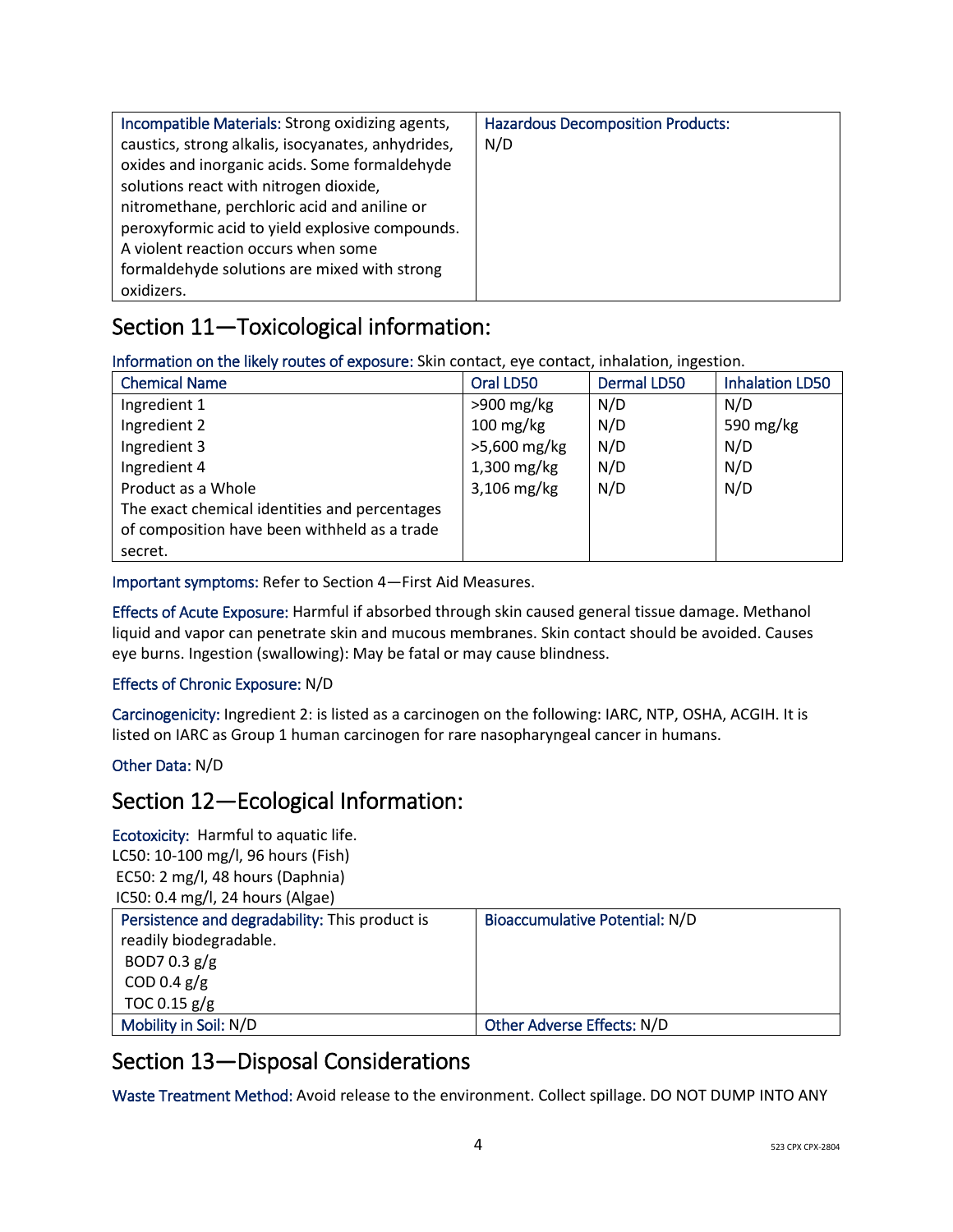| Incompatible Materials: Strong oxidizing agents, caustics, strong alkalis, isocyanates, anhydrides, oxides and inorganic acids. Some formaldehyde solutions react with nitrogen dioxide, nitromethane, perchloric acid and aniline or peroxyformic acid to yield explosive compounds. A violent reaction occurs when some formaldehyde solutions are mixed with strong oxidizers. | Hazardous Decomposition Products: N/D |
|---|---|

## Section 11—Toxicological information:

Information on the likely routes of exposure: Skin contact, eye contact, inhalation, ingestion.

| Chemical Name | Oral LD50 | Dermal LD50 | Inhalation LD50 |
|---|---|---|---|
| Ingredient 1 | >900 mg/kg | N/D | N/D |
| Ingredient 2 | 100 mg/kg | N/D | 590 mg/kg |
| Ingredient 3 | >5,600 mg/kg | N/D | N/D |
| Ingredient 4 | 1,300 mg/kg | N/D | N/D |
| Product as a Whole | 3,106 mg/kg | N/D | N/D |
| The exact chemical identities and percentages of composition have been withheld as a trade secret. | | | |

Important symptoms: Refer to Section 4—First Aid Measures.

Effects of Acute Exposure: Harmful if absorbed through skin caused general tissue damage. Methanol liquid and vapor can penetrate skin and mucous membranes. Skin contact should be avoided. Causes eye burns. Ingestion (swallowing): May be fatal or may cause blindness.

Effects of Chronic Exposure: N/D

Carcinogenicity: Ingredient 2: is listed as a carcinogen on the following: IARC, NTP, OSHA, ACGIH. It is listed on IARC as Group 1 human carcinogen for rare nasopharyngeal cancer in humans.

Other Data: N/D

## Section 12—Ecological Information:

Ecotoxicity: Harmful to aquatic life.
LC50: 10-100 mg/l, 96 hours (Fish)
EC50: 2 mg/l, 48 hours (Daphnia)
IC50: 0.4 mg/l, 24 hours (Algae)

| Persistence and degradability: This product is readily biodegradable. BOD7 0.3 g/g COD 0.4 g/g TOC 0.15 g/g | Bioaccumulative Potential: N/D |
|---|---|
| Mobility in Soil: N/D | Other Adverse Effects: N/D |

## Section 13—Disposal Considerations

Waste Treatment Method: Avoid release to the environment. Collect spillage. DO NOT DUMP INTO ANY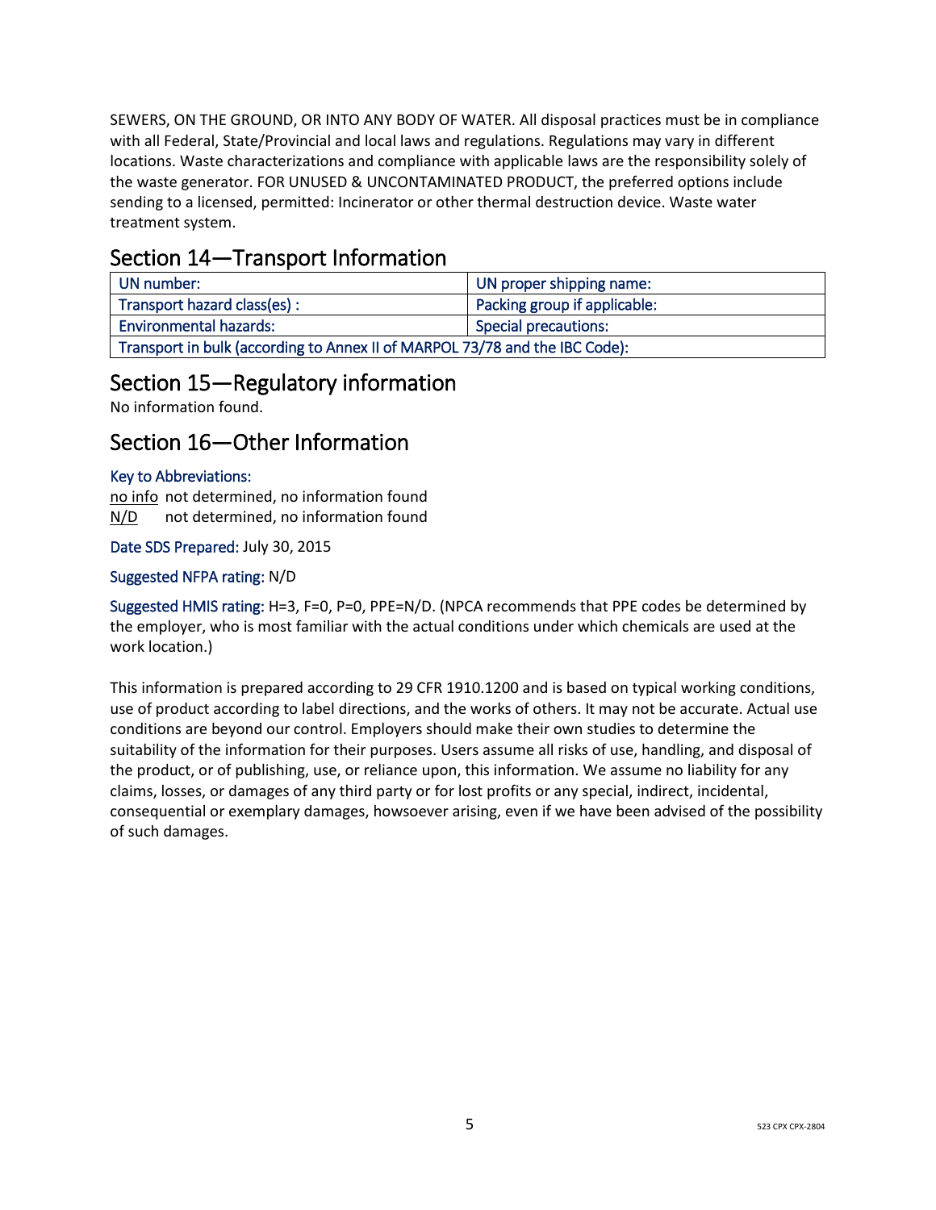SEWERS, ON THE GROUND, OR INTO ANY BODY OF WATER. All disposal practices must be in compliance with all Federal, State/Provincial and local laws and regulations. Regulations may vary in different locations. Waste characterizations and compliance with applicable laws are the responsibility solely of the waste generator. FOR UNUSED & UNCONTAMINATED PRODUCT, the preferred options include sending to a licensed, permitted: Incinerator or other thermal destruction device. Waste water treatment system.

## Section 14—Transport Information

| | |
|---|---|
| UN number: | UN proper shipping name: |
| Transport hazard class(es) : | Packing group if applicable: |
| Environmental hazards: | Special precautions: |
| Transport in bulk (according to Annex II of MARPOL 73/78 and the IBC Code): | |

## Section 15—Regulatory information

No information found.

## Section 16—Other Information

Key to Abbreviations:

no info not determined, no information found
N/D not determined, no information found

Date SDS Prepared: July 30, 2015

Suggested NFPA rating: N/D

Suggested HMIS rating: H=3, F=0, P=0, PPE=N/D. (NPCA recommends that PPE codes be determined by the employer, who is most familiar with the actual conditions under which chemicals are used at the work location.)

This information is prepared according to 29 CFR 1910.1200 and is based on typical working conditions, use of product according to label directions, and the works of others. It may not be accurate. Actual use conditions are beyond our control. Employers should make their own studies to determine the suitability of the information for their purposes. Users assume all risks of use, handling, and disposal of the product, or of publishing, use, or reliance upon, this information. We assume no liability for any claims, losses, or damages of any third party or for lost profits or any special, indirect, incidental, consequential or exemplary damages, howsoever arising, even if we have been advised of the possibility of such damages.